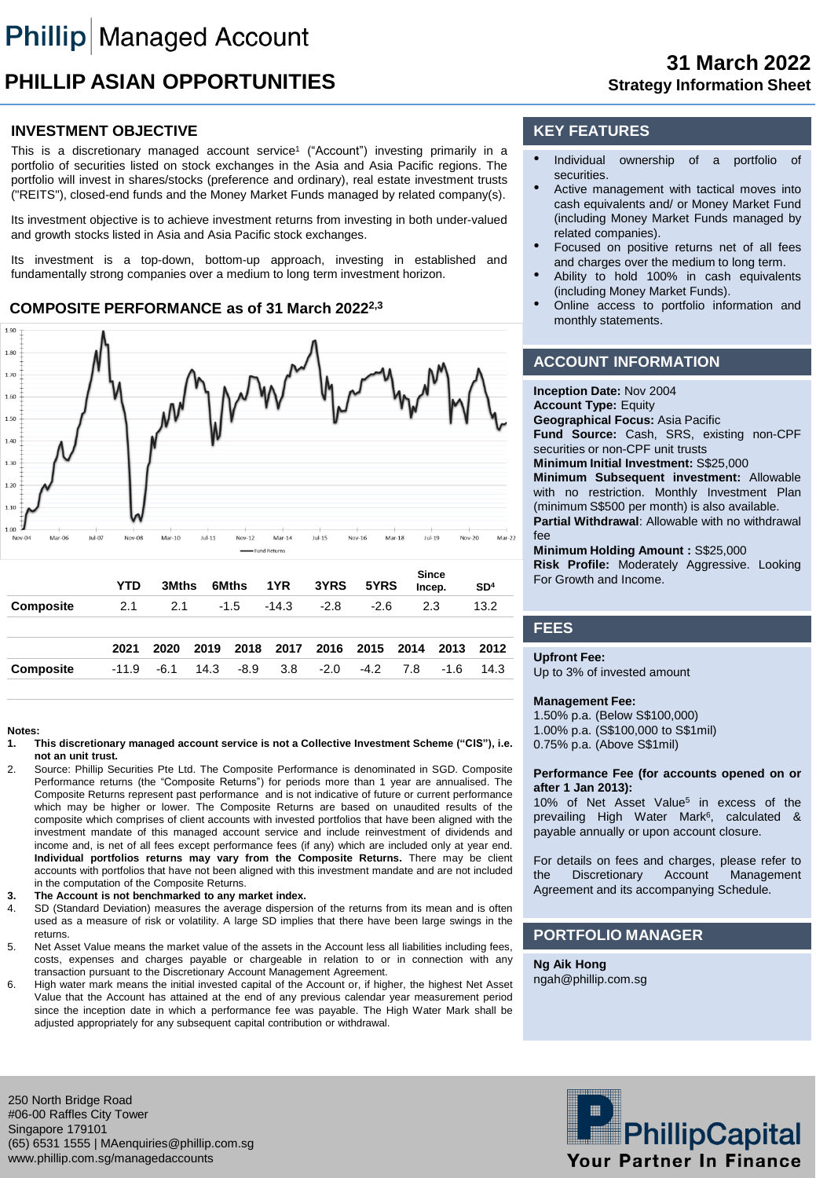# Phillip Managed Account

# PHILLIP ASIAN OPPORTUNITIES

**31 March 2022**
**Strategy Information Sheet**

## INVESTMENT OBJECTIVE

This is a discretionary managed account service[1] ("Account") investing primarily in a portfolio of securities listed on stock exchanges in the Asia and Asia Pacific regions. The portfolio will invest in shares/stocks (preference and ordinary), real estate investment trusts ("REITS"), closed-end funds and the Money Market Funds managed by related company(s).

Its investment objective is to achieve investment returns from investing in both under-valued and growth stocks listed in Asia and Asia Pacific stock exchanges.

Its investment is a top-down, bottom-up approach, investing in established and fundamentally strong companies over a medium to long term investment horizon.

## COMPOSITE PERFORMANCE as of 31 March 2022[2,3]

| | YTD | 3Mths | 6Mths | 1YR | 3YRS | 5YRS | Since Incep. | SD[4] |
|---|---|---|---|---|---|---|---|---|
| Composite | 2.1 | 2.1 | -1.5 | -14.3 | -2.8 | -2.6 | 2.3 | 13.2 |

| | 2021 | 2020 | 2019 | 2018 | 2017 | 2016 | 2015 | 2014 | 2013 | 2012 |
|---|---|---|---|---|---|---|---|---|---|---|
| Composite | -11.9 | -6.1 | 14.3 | -8.9 | 3.8 | -2.0 | -4.2 | 7.8 | -1.6 | 14.3 |

**Notes:**

1. **This discretionary managed account service is not a Collective Investment Scheme ("CIS"), i.e. not an unit trust.**
2. Source: Phillip Securities Pte Ltd. The Composite Performance is denominated in SGD. Composite Performance returns (the "Composite Returns") for periods more than 1 year are annualised. The Composite Returns represent past performance and is not indicative of future or current performance which may be higher or lower. The Composite Returns are based on unaudited results of the composite which comprises of client accounts with invested portfolios that have been aligned with the investment mandate of this managed account service and include reinvestment of dividends and income and, is net of all fees except performance fees (if any) which are included only at year end. **Individual portfolios returns may vary from the Composite Returns.** There may be client accounts with portfolios that have not been aligned with this investment mandate and are not included in the computation of the Composite Returns.
3. **The Account is not benchmarked to any market index.**
4. SD (Standard Deviation) measures the average dispersion of the returns from its mean and is often used as a measure of risk or volatility. A large SD implies that there have been large swings in the returns.
5. Net Asset Value means the market value of the assets in the Account less all liabilities including fees, costs, expenses and charges payable or chargeable in relation to or in connection with any transaction pursuant to the Discretionary Account Management Agreement.
6. High water mark means the initial invested capital of the Account or, if higher, the highest Net Asset Value that the Account has attained at the end of any previous calendar year measurement period since the inception date in which a performance fee was payable. The High Water Mark shall be adjusted appropriately for any subsequent capital contribution or withdrawal.

## KEY FEATURES

- Individual ownership of a portfolio of securities.
- Active management with tactical moves into cash equivalents and/ or Money Market Fund (including Money Market Funds managed by related companies).
- Focused on positive returns net of all fees and charges over the medium to long term.
- Ability to hold 100% in cash equivalents (including Money Market Funds).
- Online access to portfolio information and monthly statements.

## ACCOUNT INFORMATION

**Inception Date:** Nov 2004
**Account Type:** Equity
**Geographical Focus:** Asia Pacific
**Fund Source:** Cash, SRS, existing non-CPF securities or non-CPF unit trusts
**Minimum Initial Investment:** S$25,000
**Minimum Subsequent investment:** Allowable with no restriction. Monthly Investment Plan (minimum S$500 per month) is also available.
**Partial Withdrawal**: Allowable with no withdrawal fee
**Minimum Holding Amount :** S$25,000
**Risk Profile:** Moderately Aggressive. Looking For Growth and Income.

## FEES

**Upfront Fee:**
Up to 3% of invested amount

**Management Fee:**
1.50% p.a. (Below S$100,000)
1.00% p.a. (S$100,000 to S$1mil)
0.75% p.a. (Above S$1mil)

**Performance Fee (for accounts opened on or after 1 Jan 2013):**
10% of Net Asset Value[5] in excess of the prevailing High Water Mark[6], calculated & payable annually or upon account closure.

For details on fees and charges, please refer to the Discretionary Account Management Agreement and its accompanying Schedule.

## PORTFOLIO MANAGER

**Ng Aik Hong**
ngah@phillip.com.sg

250 North Bridge Road
#06-00 Raffles City Tower
Singapore 179101
(65) 6531 1555 | MAenquiries@phillip.com.sg
www.phillip.com.sg/managedaccounts

PhillipCapital
Your Partner In Finance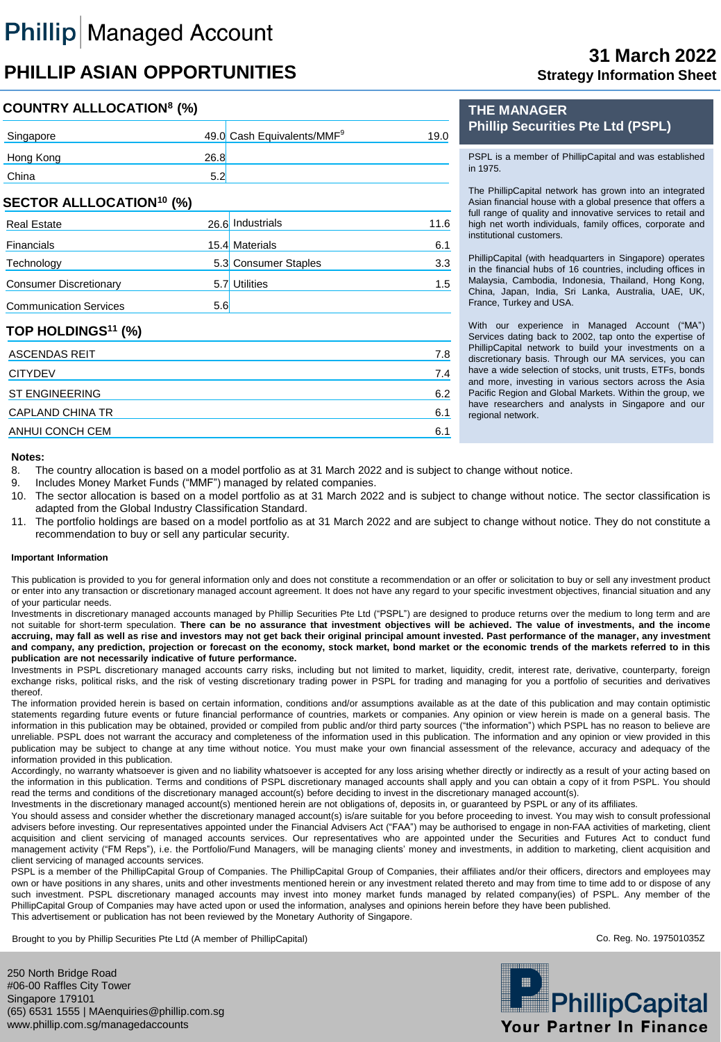Phillip | Managed Account

# PHILLIP ASIAN OPPORTUNITIES

**31 March 2022**
**Strategy Information Sheet**

## COUNTRY ALLLOCATION[8] (%)

| | | | |
|---|---|---|---|
| Singapore | 49.0 | Cash Equivalents/MMF[9] | 19.0 |
| Hong Kong | 26.8 | | |
| China | 5.2 | | |

## SECTOR ALLLOCATION[10] (%)

| | | | |
|---|---|---|---|
| Real Estate | 26.6 | Industrials | 11.6 |
| Financials | 15.4 | Materials | 6.1 |
| Technology | 5.3 | Consumer Staples | 3.3 |
| Consumer Discretionary | 5.7 | Utilities | 1.5 |
| Communication Services | 5.6 | | |

## TOP HOLDINGS[11] (%)

| | |
|---|---|
| ASCENDAS REIT | 7.8 |
| CITYDEV | 7.4 |
| ST ENGINEERING | 6.2 |
| CAPLAND CHINA TR | 6.1 |
| ANHUI CONCH CEM | 6.1 |

## THE MANAGER
### Phillip Securities Pte Ltd (PSPL)

PSPL is a member of PhillipCapital and was established in 1975.

The PhillipCapital network has grown into an integrated Asian financial house with a global presence that offers a full range of quality and innovative services to retail and high net worth individuals, family offices, corporate and institutional customers.

PhillipCapital (with headquarters in Singapore) operates in the financial hubs of 16 countries, including offices in Malaysia, Cambodia, Indonesia, Thailand, Hong Kong, China, Japan, India, Sri Lanka, Australia, UAE, UK, France, Turkey and USA.

With our experience in Managed Account ("MA") Services dating back to 2002, tap onto the expertise of PhillipCapital network to build your investments on a discretionary basis. Through our MA services, you can have a wide selection of stocks, unit trusts, ETFs, bonds and more, investing in various sectors across the Asia Pacific Region and Global Markets. Within the group, we have researchers and analysts in Singapore and our regional network.

**Notes:**

8. The country allocation is based on a model portfolio as at 31 March 2022 and is subject to change without notice.
9. Includes Money Market Funds ("MMF") managed by related companies.
10. The sector allocation is based on a model portfolio as at 31 March 2022 and is subject to change without notice. The sector classification is adapted from the Global Industry Classification Standard.
11. The portfolio holdings are based on a model portfolio as at 31 March 2022 and are subject to change without notice. They do not constitute a recommendation to buy or sell any particular security.

**Important Information**

This publication is provided to you for general information only and does not constitute a recommendation or an offer or solicitation to buy or sell any investment product or enter into any transaction or discretionary managed account agreement. It does not have any regard to your specific investment objectives, financial situation and any of your particular needs.

Investments in discretionary managed accounts managed by Phillip Securities Pte Ltd ("PSPL") are designed to produce returns over the medium to long term and are not suitable for short-term speculation. **There can be no assurance that investment objectives will be achieved. The value of investments, and the income accruing, may fall as well as rise and investors may not get back their original principal amount invested. Past performance of the manager, any investment and company, any prediction, projection or forecast on the economy, stock market, bond market or the economic trends of the markets referred to in this publication are not necessarily indicative of future performance.**

Investments in PSPL discretionary managed accounts carry risks, including but not limited to market, liquidity, credit, interest rate, derivative, counterparty, foreign exchange risks, political risks, and the risk of vesting discretionary trading power in PSPL for trading and managing for you a portfolio of securities and derivatives thereof.

The information provided herein is based on certain information, conditions and/or assumptions available as at the date of this publication and may contain optimistic statements regarding future events or future financial performance of countries, markets or companies. Any opinion or view herein is made on a general basis. The information in this publication may be obtained, provided or compiled from public and/or third party sources ("the information") which PSPL has no reason to believe are unreliable. PSPL does not warrant the accuracy and completeness of the information used in this publication. The information and any opinion or view provided in this publication may be subject to change at any time without notice. You must make your own financial assessment of the relevance, accuracy and adequacy of the information provided in this publication.

Accordingly, no warranty whatsoever is given and no liability whatsoever is accepted for any loss arising whether directly or indirectly as a result of your acting based on the information in this publication. Terms and conditions of PSPL discretionary managed accounts shall apply and you can obtain a copy of it from PSPL. You should read the terms and conditions of the discretionary managed account(s) before deciding to invest in the discretionary managed account(s).

Investments in the discretionary managed account(s) mentioned herein are not obligations of, deposits in, or guaranteed by PSPL or any of its affiliates.

You should assess and consider whether the discretionary managed account(s) is/are suitable for you before proceeding to invest. You may wish to consult professional advisers before investing. Our representatives appointed under the Financial Advisers Act ("FAA") may be authorised to engage in non-FAA activities of marketing, client acquisition and client servicing of managed accounts services. Our representatives who are appointed under the Securities and Futures Act to conduct fund management activity ("FM Reps"), i.e. the Portfolio/Fund Managers, will be managing clients' money and investments, in addition to marketing, client acquisition and client servicing of managed accounts services.

PSPL is a member of the PhillipCapital Group of Companies. The PhillipCapital Group of Companies, their affiliates and/or their officers, directors and employees may own or have positions in any shares, units and other investments mentioned herein or any investment related thereto and may from time to time add to or dispose of any such investment. PSPL discretionary managed accounts may invest into money market funds managed by related company(ies) of PSPL. Any member of the PhillipCapital Group of Companies may have acted upon or used the information, analyses and opinions herein before they have been published.

This advertisement or publication has not been reviewed by the Monetary Authority of Singapore.

Brought to you by Phillip Securities Pte Ltd (A member of PhillipCapital)

Co. Reg. No. 197501035Z

250 North Bridge Road
#06-00 Raffles City Tower
Singapore 179101
(65) 6531 1555 | MAenquiries@phillip.com.sg
www.phillip.com.sg/managedaccounts

PhillipCapital
Your Partner In Finance